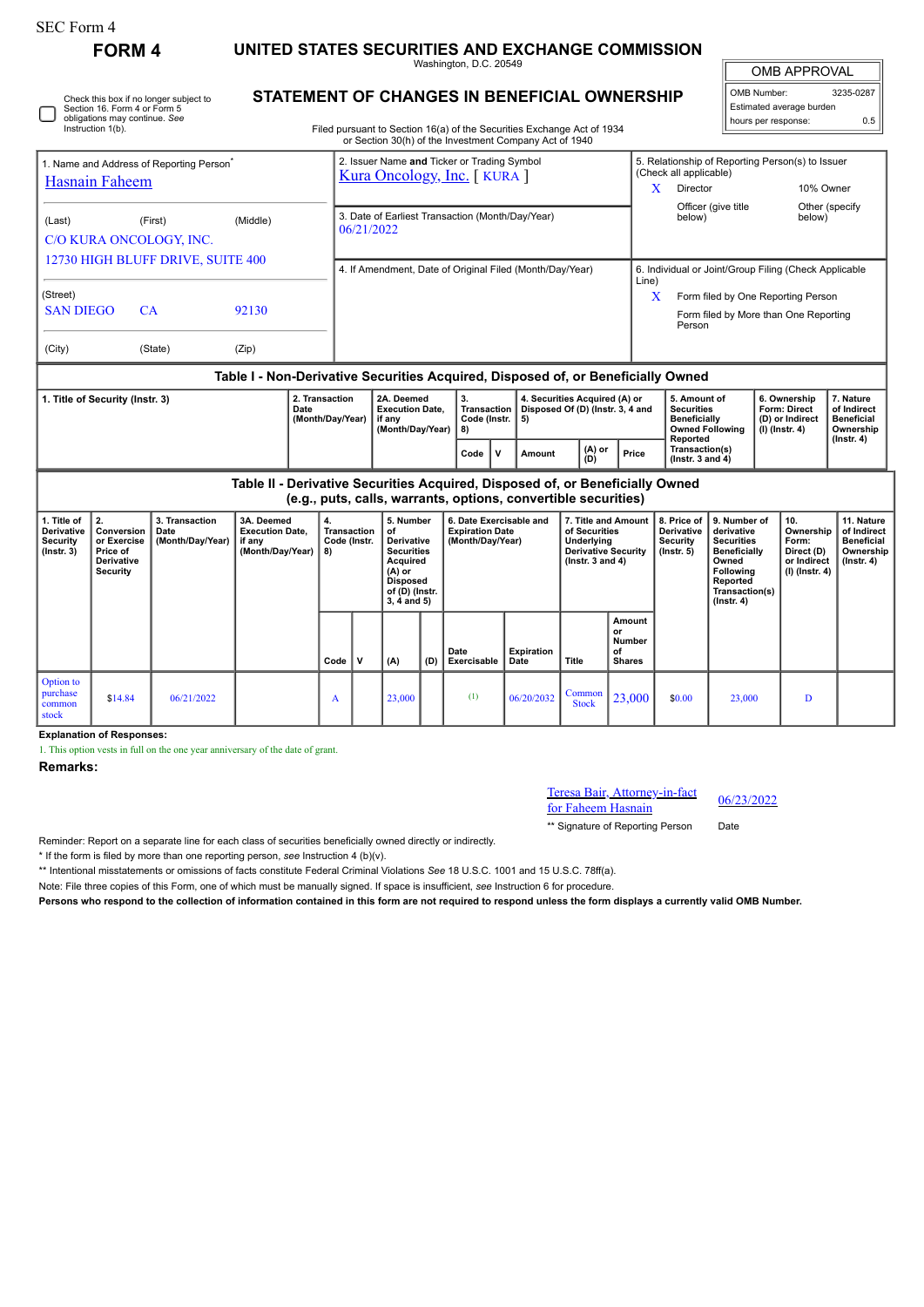SEC Form 4

# FORM 4

## UNITED STATES SECURITIES AND EXCHANGE COMMISSION

Washington, D.C. 20549

## STATEMENT OF CHANGES IN BENEFICIAL OWNERSHIP

Filed pursuant to Section 16(a) of the Securities Exchange Act of 1934 or Section 30(h) of the Investment Company Act of 1940

| OMB APPROVAL | |
|---|---|
| OMB Number: | 3235-0287 |
| Estimated average burden | |
| hours per response: | 0.5 |

☐ Check this box if no longer subject to Section 16. Form 4 or Form 5 obligations may continue. *See* Instruction 1(b).

| | | |
|---|---|---|
| 1. Name and Address of Reporting Person* <br> Hasnain Faheem <br> (Last) (First) (Middle) <br> C/O KURA ONCOLOGY, INC. <br> 12730 HIGH BLUFF DRIVE, SUITE 400 <br> (Street) <br> SAN DIEGO CA 92130 <br> (City) (State) (Zip) | 2. Issuer Name **and** Ticker or Trading Symbol <br> Kura Oncology, Inc. [ KURA ] <br><br> 3. Date of Earliest Transaction (Month/Day/Year) <br> 06/21/2022 <br><br> 4. If Amendment, Date of Original Filed (Month/Day/Year) | 5. Relationship of Reporting Person(s) to Issuer (Check all applicable) <br> X Director ☐ 10% Owner <br> ☐ Officer (give title below) ☐ Other (specify below) <br><br> 6. Individual or Joint/Group Filing (Check Applicable Line) <br> X Form filed by One Reporting Person <br> ☐ Form filed by More than One Reporting Person |

### Table I - Non-Derivative Securities Acquired, Disposed of, or Beneficially Owned

| 1. Title of Security (Instr. 3) | 2. Transaction Date (Month/Day/Year) | 2A. Deemed Execution Date, if any (Month/Day/Year) | 3. Transaction Code (Instr. 8) | | 4. Securities Acquired (A) or Disposed Of (D) (Instr. 3, 4 and 5) | | | 5. Amount of Securities Beneficially Owned Following Reported Transaction(s) (Instr. 3 and 4) | 6. Ownership Form: Direct (D) or Indirect (I) (Instr. 4) | 7. Nature of Indirect Beneficial Ownership (Instr. 4) |
|---|---|---|---|---|---|---|---|---|---|---|
| | | | Code | V | Amount | (A) or (D) | Price | | | |

### Table II - Derivative Securities Acquired, Disposed of, or Beneficially Owned (e.g., puts, calls, warrants, options, convertible securities)

| 1. Title of Derivative Security (Instr. 3) | 2. Conversion or Exercise Price of Derivative Security | 3. Transaction Date (Month/Day/Year) | 3A. Deemed Execution Date, if any (Month/Day/Year) | 4. Transaction Code (Instr. 8) | | 5. Number of Derivative Securities Acquired (A) or Disposed of (D) (Instr. 3, 4 and 5) | | 6. Date Exercisable and Expiration Date (Month/Day/Year) | | 7. Title and Amount of Securities Underlying Derivative Security (Instr. 3 and 4) | | 8. Price of Derivative Security (Instr. 5) | 9. Number of derivative Securities Beneficially Owned Following Reported Transaction(s) (Instr. 4) | 10. Ownership Form: Direct (D) or Indirect (I) (Instr. 4) | 11. Nature of Indirect Beneficial Ownership (Instr. 4) |
|---|---|---|---|---|---|---|---|---|---|---|---|---|---|---|---|
| | | | | Code | V | (A) | (D) | Date Exercisable | Expiration Date | Title | Amount or Number of Shares | | | | |
| Option to purchase common stock | $14.84 | 06/21/2022 | | A | | 23,000 | | (1) | 06/20/2032 | Common Stock | 23,000 | $0.00 | 23,000 | D | |

**Explanation of Responses:**

1. This option vests in full on the one year anniversary of the date of grant.

**Remarks:**

| Teresa Bair, Attorney-in-fact for Faheem Hasnain | 06/23/2022 |
|---|---|
| ** Signature of Reporting Person | Date |

Reminder: Report on a separate line for each class of securities beneficially owned directly or indirectly.

\* If the form is filed by more than one reporting person, *see* Instruction 4 (b)(v).

** Intentional misstatements or omissions of facts constitute Federal Criminal Violations *See* 18 U.S.C. 1001 and 15 U.S.C. 78ff(a).

Note: File three copies of this Form, one of which must be manually signed. If space is insufficient, *see* Instruction 6 for procedure.

**Persons who respond to the collection of information contained in this form are not required to respond unless the form displays a currently valid OMB Number.**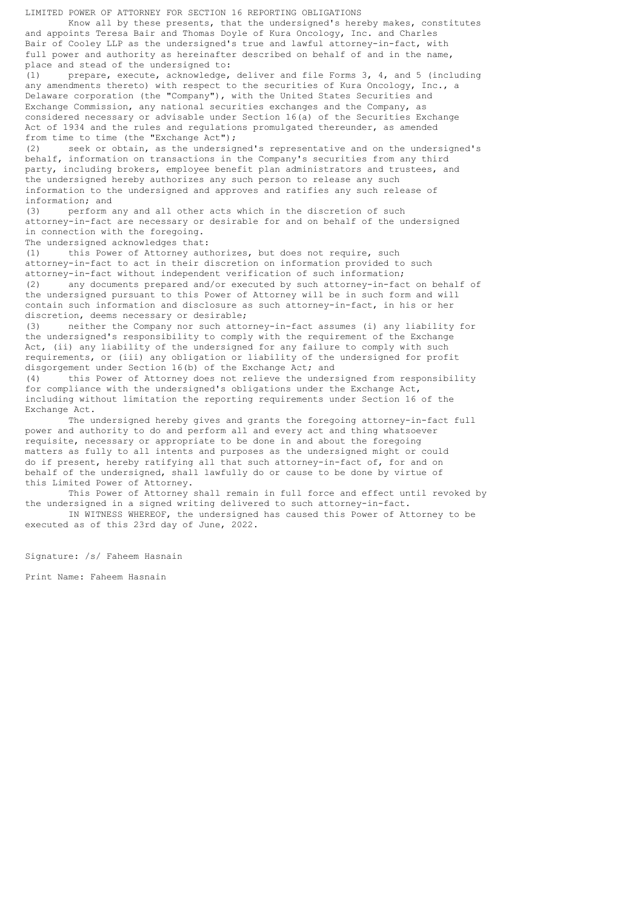# LIMITED POWER OF ATTORNEY FOR SECTION 16 REPORTING OBLIGATIONS

Know all by these presents, that the undersigned's hereby makes, constitutes and appoints Teresa Bair and Thomas Doyle of Kura Oncology, Inc. and Charles Bair of Cooley LLP as the undersigned's true and lawful attorney-in-fact, with full power and authority as hereinafter described on behalf of and in the name, place and stead of the undersigned to:

(1) prepare, execute, acknowledge, deliver and file Forms 3, 4, and 5 (including any amendments thereto) with respect to the securities of Kura Oncology, Inc., a Delaware corporation (the "Company"), with the United States Securities and Exchange Commission, any national securities exchanges and the Company, as considered necessary or advisable under Section 16(a) of the Securities Exchange Act of 1934 and the rules and regulations promulgated thereunder, as amended from time to time (the "Exchange Act");

(2) seek or obtain, as the undersigned's representative and on the undersigned's behalf, information on transactions in the Company's securities from any third party, including brokers, employee benefit plan administrators and trustees, and the undersigned hereby authorizes any such person to release any such information to the undersigned and approves and ratifies any such release of information; and

(3) perform any and all other acts which in the discretion of such attorney-in-fact are necessary or desirable for and on behalf of the undersigned in connection with the foregoing.

The undersigned acknowledges that:

(1) this Power of Attorney authorizes, but does not require, such attorney-in-fact to act in their discretion on information provided to such attorney-in-fact without independent verification of such information;

(2) any documents prepared and/or executed by such attorney-in-fact on behalf of the undersigned pursuant to this Power of Attorney will be in such form and will contain such information and disclosure as such attorney-in-fact, in his or her discretion, deems necessary or desirable;

(3) neither the Company nor such attorney-in-fact assumes (i) any liability for the undersigned's responsibility to comply with the requirement of the Exchange Act, (ii) any liability of the undersigned for any failure to comply with such requirements, or (iii) any obligation or liability of the undersigned for profit disgorgement under Section 16(b) of the Exchange Act; and

(4) this Power of Attorney does not relieve the undersigned from responsibility for compliance with the undersigned's obligations under the Exchange Act, including without limitation the reporting requirements under Section 16 of the Exchange Act.

The undersigned hereby gives and grants the foregoing attorney-in-fact full power and authority to do and perform all and every act and thing whatsoever requisite, necessary or appropriate to be done in and about the foregoing matters as fully to all intents and purposes as the undersigned might or could do if present, hereby ratifying all that such attorney-in-fact of, for and on behalf of the undersigned, shall lawfully do or cause to be done by virtue of this Limited Power of Attorney.

This Power of Attorney shall remain in full force and effect until revoked by the undersigned in a signed writing delivered to such attorney-in-fact.

IN WITNESS WHEREOF, the undersigned has caused this Power of Attorney to be executed as of this 23rd day of June, 2022.

Signature: /s/ Faheem Hasnain

Print Name: Faheem Hasnain